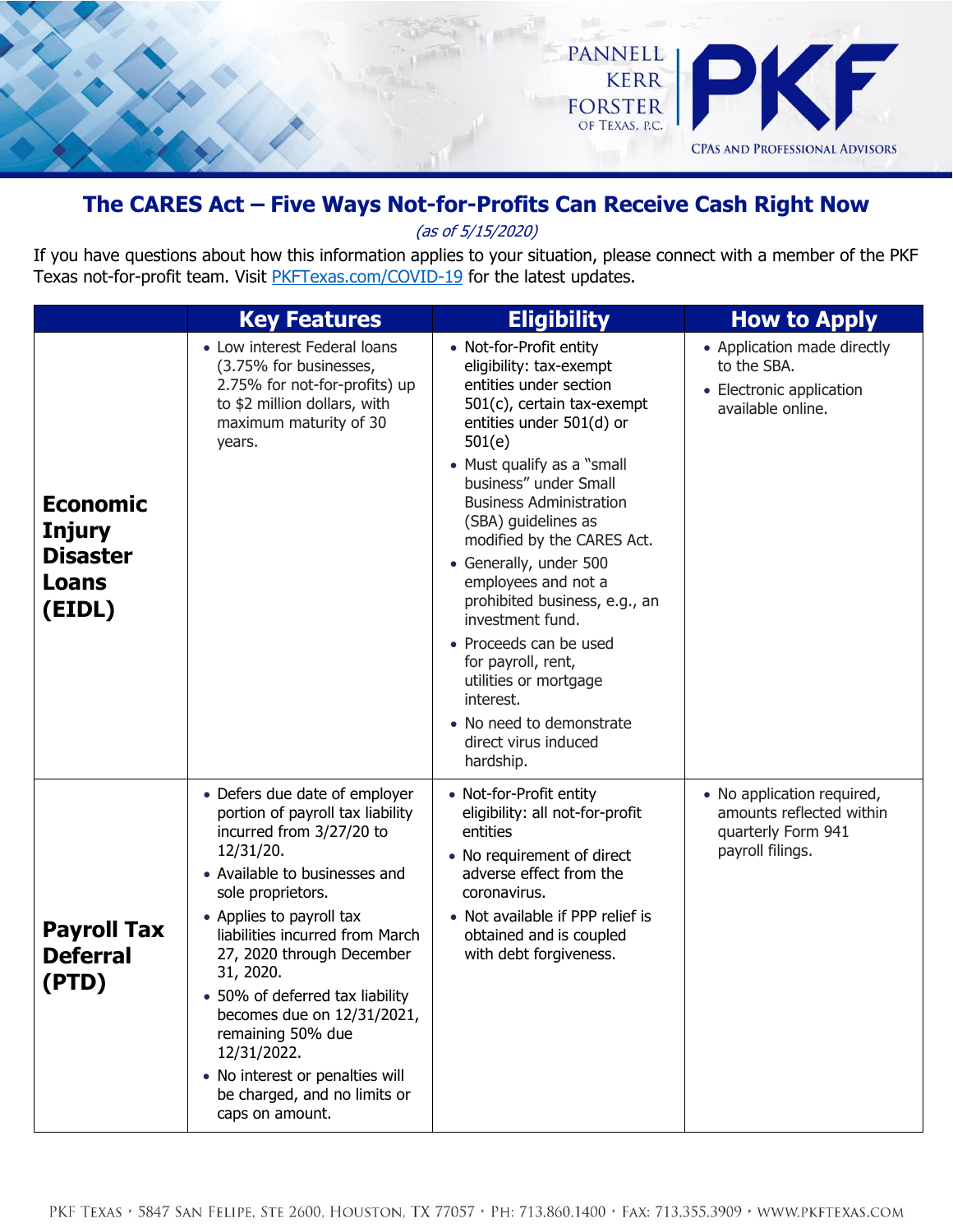# The CARES Act – Five Ways Not-for-Profits Can Receive Cash Right Now

*(as of 5/15/2020)*

If you have questions about how this information applies to your situation, please connect with a member of the PKF Texas not-for-profit team. Visit [PKFTexas.com/COVID-19](PKFTexas.com/COVID-19) for the latest updates.

| | Key Features | Eligibility | How to Apply |
|---|---|---|---|
| **Economic Injury Disaster Loans (EIDL)** | • Low interest Federal loans (3.75% for businesses, 2.75% for not-for-profits) up to $2 million dollars, with maximum maturity of 30 years. | • Not-for-Profit entity eligibility: tax-exempt entities under section 501(c), certain tax-exempt entities under 501(d) or 501(e)<br>• Must qualify as a "small business" under Small Business Administration (SBA) guidelines as modified by the CARES Act.<br>• Generally, under 500 employees and not a prohibited business, e.g., an investment fund.<br>• Proceeds can be used for payroll, rent, utilities or mortgage interest.<br>• No need to demonstrate direct virus induced hardship. | • Application made directly to the SBA.<br>• Electronic application available online. |
| **Payroll Tax Deferral (PTD)** | • Defers due date of employer portion of payroll tax liability incurred from 3/27/20 to 12/31/20.<br>• Available to businesses and sole proprietors.<br>• Applies to payroll tax liabilities incurred from March 27, 2020 through December 31, 2020.<br>• 50% of deferred tax liability becomes due on 12/31/2021, remaining 50% due 12/31/2022.<br>• No interest or penalties will be charged, and no limits or caps on amount. | • Not-for-Profit entity eligibility: all not-for-profit entities<br>• No requirement of direct adverse effect from the coronavirus.<br>• Not available if PPP relief is obtained and is coupled with debt forgiveness. | • No application required, amounts reflected within quarterly Form 941 payroll filings. |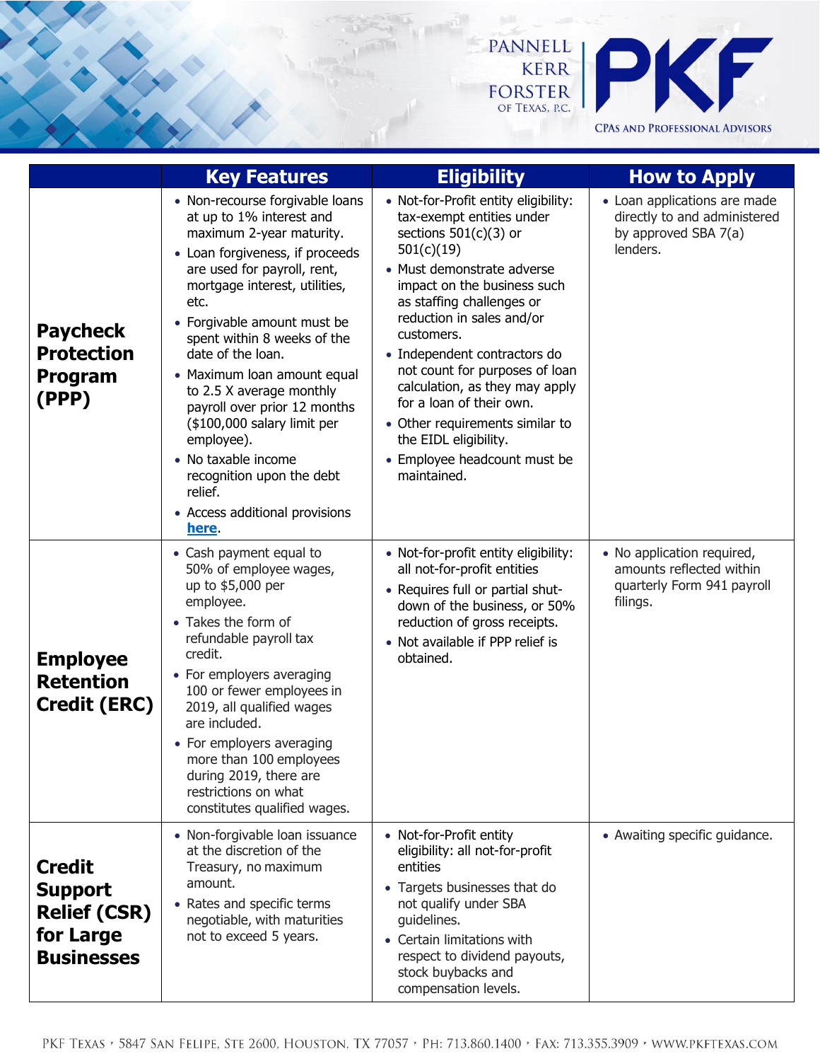| | Key Features | Eligibility | How to Apply |
| --- | --- | --- | --- |
| **Paycheck Protection Program (PPP)** | • Non-recourse forgivable loans at up to 1% interest and maximum 2-year maturity.<br>• Loan forgiveness, if proceeds are used for payroll, rent, mortgage interest, utilities, etc.<br>• Forgivable amount must be spent within 8 weeks of the date of the loan.<br>• Maximum loan amount equal to 2.5 X average monthly payroll over prior 12 months ($100,000 salary limit per employee).<br>• No taxable income recognition upon the debt relief.<br>• Access additional provisions **here**. | • Not-for-Profit entity eligibility: tax-exempt entities under sections 501(c)(3) or 501(c)(19)<br>• Must demonstrate adverse impact on the business such as staffing challenges or reduction in sales and/or customers.<br>• Independent contractors do not count for purposes of loan calculation, as they may apply for a loan of their own.<br>• Other requirements similar to the EIDL eligibility.<br>• Employee headcount must be maintained. | • Loan applications are made directly to and administered by approved SBA 7(a) lenders. |
| **Employee Retention Credit (ERC)** | • Cash payment equal to 50% of employee wages, up to $5,000 per employee.<br>• Takes the form of refundable payroll tax credit.<br>• For employers averaging 100 or fewer employees in 2019, all qualified wages are included.<br>• For employers averaging more than 100 employees during 2019, there are restrictions on what constitutes qualified wages. | • Not-for-profit entity eligibility: all not-for-profit entities<br>• Requires full or partial shut-down of the business, or 50% reduction of gross receipts.<br>• Not available if PPP relief is obtained. | • No application required, amounts reflected within quarterly Form 941 payroll filings. |
| **Credit Support Relief (CSR) for Large Businesses** | • Non-forgivable loan issuance at the discretion of the Treasury, no maximum amount.<br>• Rates and specific terms negotiable, with maturities not to exceed 5 years. | • Not-for-Profit entity eligibility: all not-for-profit entities<br>• Targets businesses that do not qualify under SBA guidelines.<br>• Certain limitations with respect to dividend payouts, stock buybacks and compensation levels. | • Awaiting specific guidance. |